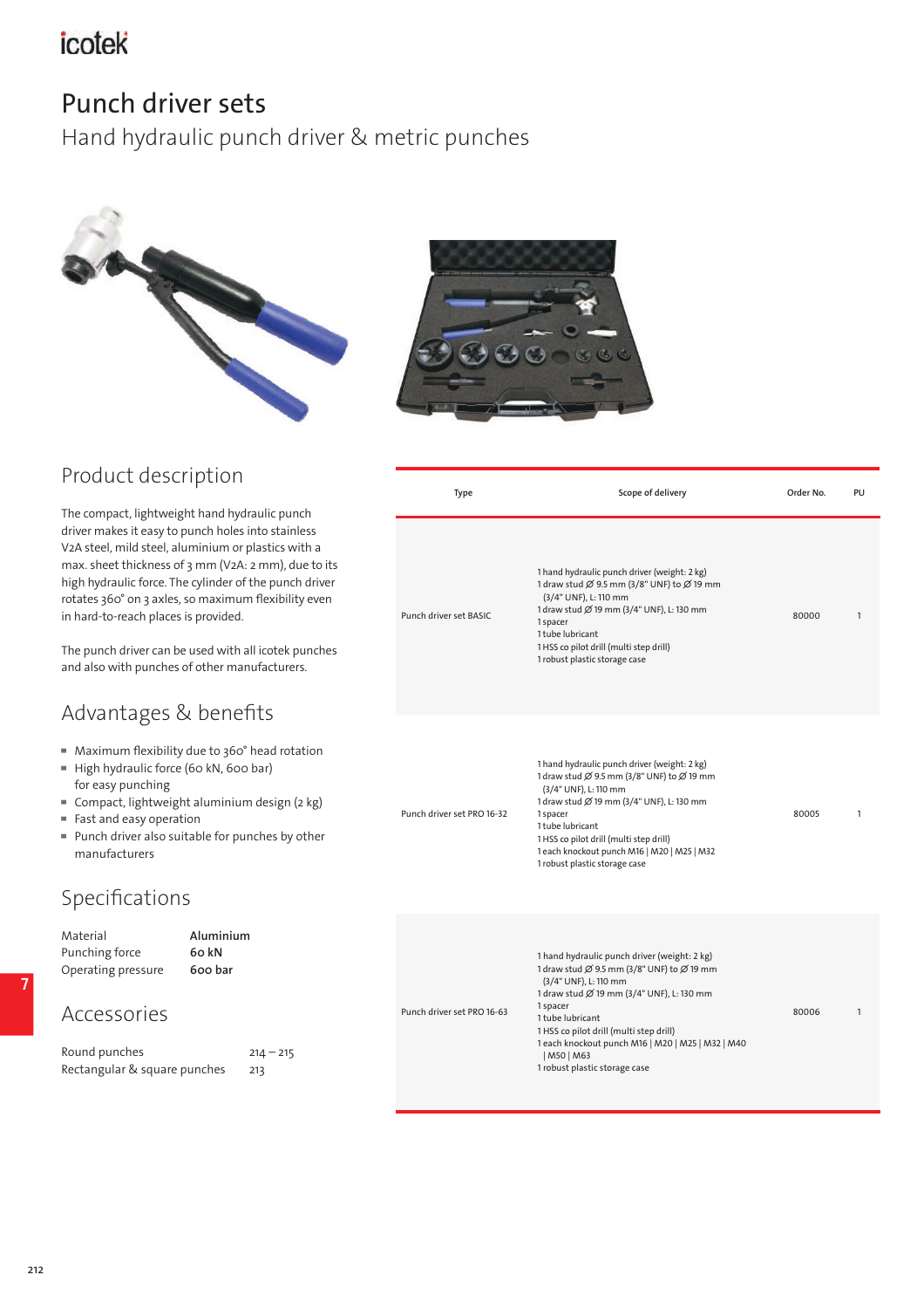# Punch driver sets

Hand hydraulic punch driver & metric punches

## Product description

The compact, lightweight hand hydraulic punch driver makes it easy to punch holes into stainless V2A steel, mild steel, aluminium or plastics with a max. sheet thickness of 3 mm (V2A: 2 mm), due to its high hydraulic force. The cylinder of the punch driver rotates 360° on 3 axes, so maximum flexibility even in hard-to-reach places is provided.

The punch driver can be used with all icotek punches and also with punches of other manufacturers.

## Advantages & benefits

- Maximum flexibility due to 360° head rotation
- High hydraulic force (60 kN, 600 bar) for easy punching
- Compact, lightweight aluminium design (2 kg)
- Fast and easy operation
- Punch driver also suitable for punches by other manufacturers

## Specifications

| | |
|---|---|
| Material | **Aluminium** |
| Punching force | **60 kN** |
| Operating pressure | **600 bar** |

## Accessories

| | |
|---|---|
| Round punches | 214 – 215 |
| Rectangular & square punches | 213 |

| Type | Scope of delivery | Order No. | PU |
|---|---|---|---|
| Punch driver set BASIC | 1 hand hydraulic punch driver (weight: 2 kg)<br>1 draw stud Ø 9.5 mm (3/8" UNF) to Ø 19 mm (3/4" UNF), L: 110 mm<br>1 draw stud Ø 19 mm (3/4" UNF), L: 130 mm<br>1 spacer<br>1 tube lubricant<br>1 HSS co pilot drill (multi step drill)<br>1 robust plastic storage case | 80000 | 1 |
| Punch driver set PRO 16-32 | 1 hand hydraulic punch driver (weight: 2 kg)<br>1 draw stud Ø 9.5 mm (3/8" UNF) to Ø 19 mm (3/4" UNF), L: 110 mm<br>1 draw stud Ø 19 mm (3/4" UNF), L: 130 mm<br>1 spacer<br>1 tube lubricant<br>1 HSS co pilot drill (multi step drill)<br>1 each knockout punch M16 \| M20 \| M25 \| M32<br>1 robust plastic storage case | 80005 | 1 |
| Punch driver set PRO 16-63 | 1 hand hydraulic punch driver (weight: 2 kg)<br>1 draw stud Ø 9.5 mm (3/8" UNF) to Ø 19 mm (3/4" UNF), L: 110 mm<br>1 draw stud Ø 19 mm (3/4" UNF), L: 130 mm<br>1 spacer<br>1 tube lubricant<br>1 HSS co pilot drill (multi step drill)<br>1 each knockout punch M16 \| M20 \| M25 \| M32 \| M40 \| M50 \| M63<br>1 robust plastic storage case | 80006 | 1 |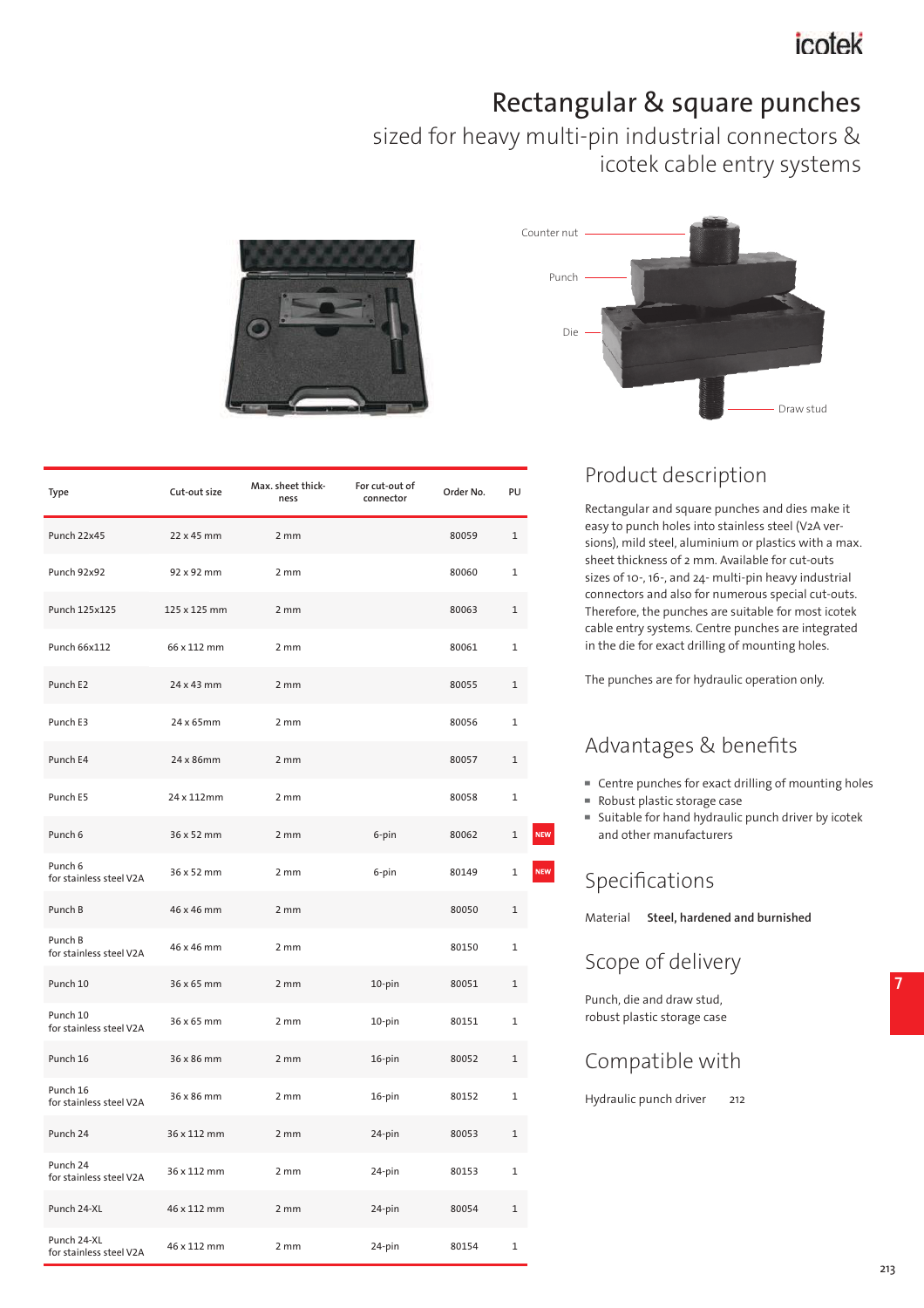# Rectangular & square punches

## sized for heavy multi-pin industrial connectors & icotek cable entry systems

Counter nut

Punch

Die

Draw stud

| Type | Cut-out size | Max. sheet thickness | For cut-out of connector | Order No. | PU | |
|---|---|---|---|---|---|---|
| Punch 22x45 | 22 x 45 mm | 2 mm | | 80059 | 1 | |
| Punch 92x92 | 92 x 92 mm | 2 mm | | 80060 | 1 | |
| Punch 125x125 | 125 x 125 mm | 2 mm | | 80063 | 1 | |
| Punch 66x112 | 66 x 112 mm | 2 mm | | 80061 | 1 | |
| Punch E2 | 24 x 43 mm | 2 mm | | 80055 | 1 | |
| Punch E3 | 24 x 65mm | 2 mm | | 80056 | 1 | |
| Punch E4 | 24 x 86mm | 2 mm | | 80057 | 1 | |
| Punch E5 | 24 x 112mm | 2 mm | | 80058 | 1 | |
| Punch 6 | 36 x 52 mm | 2 mm | 6-pin | 80062 | 1 | NEW |
| Punch 6 for stainless steel V2A | 36 x 52 mm | 2 mm | 6-pin | 80149 | 1 | NEW |
| Punch B | 46 x 46 mm | 2 mm | | 80050 | 1 | |
| Punch B for stainless steel V2A | 46 x 46 mm | 2 mm | | 80150 | 1 | |
| Punch 10 | 36 x 65 mm | 2 mm | 10-pin | 80051 | 1 | |
| Punch 10 for stainless steel V2A | 36 x 65 mm | 2 mm | 10-pin | 80151 | 1 | |
| Punch 16 | 36 x 86 mm | 2 mm | 16-pin | 80052 | 1 | |
| Punch 16 for stainless steel V2A | 36 x 86 mm | 2 mm | 16-pin | 80152 | 1 | |
| Punch 24 | 36 x 112 mm | 2 mm | 24-pin | 80053 | 1 | |
| Punch 24 for stainless steel V2A | 36 x 112 mm | 2 mm | 24-pin | 80153 | 1 | |
| Punch 24-XL | 46 x 112 mm | 2 mm | 24-pin | 80054 | 1 | |
| Punch 24-XL for stainless steel V2A | 46 x 112 mm | 2 mm | 24-pin | 80154 | 1 | |

## Product description

Rectangular and square punches and dies make it easy to punch holes into stainless steel (V2A versions), mild steel, aluminium or plastics with a max. sheet thickness of 2 mm. Available for cut-outs sizes of 10-, 16-, and 24- multi-pin heavy industrial connectors and also for numerous special cut-outs. Therefore, the punches are suitable for most icotek cable entry systems. Centre punches are integrated in the die for exact drilling of mounting holes.

The punches are for hydraulic operation only.

## Advantages & benefits

- Centre punches for exact drilling of mounting holes
- Robust plastic storage case
- Suitable for hand hydraulic punch driver by icotek and other manufacturers

## Specifications

Material **Steel, hardened and burnished**

## Scope of delivery

Punch, die and draw stud,
robust plastic storage case

## Compatible with

Hydraulic punch driver 212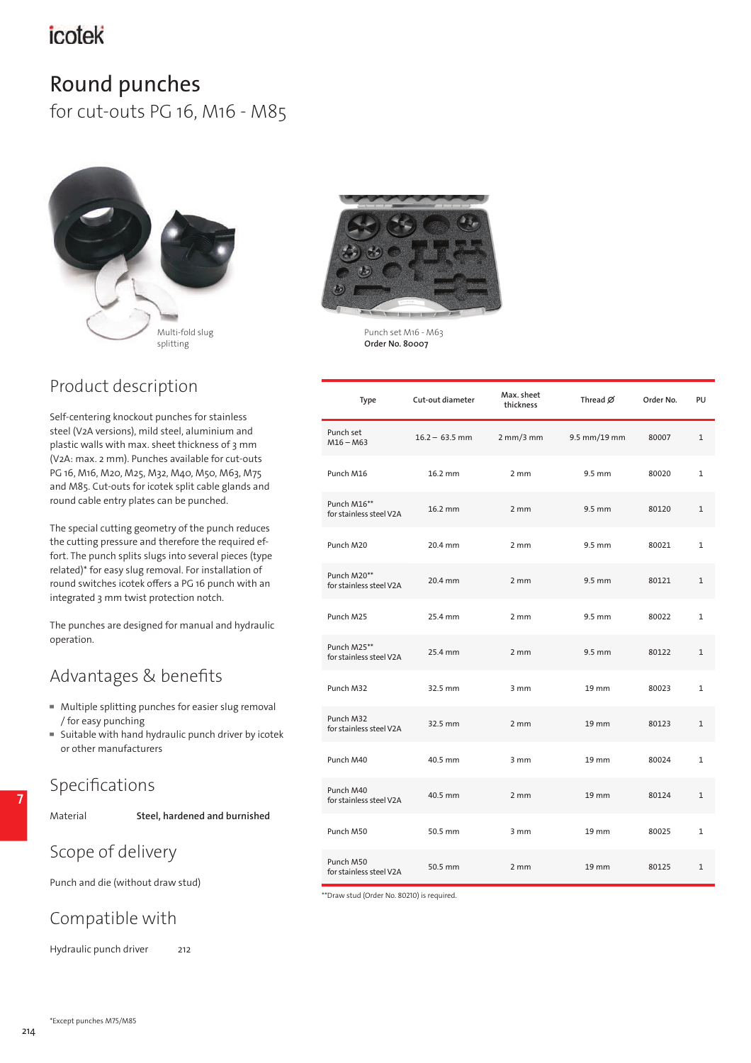# Round punches

for cut-outs PG 16, M16 - M85

Multi-fold slug splitting

Punch set M16 - M63
**Order No. 80007**

## Product description

Self-centering knockout punches for stainless steel (V2A versions), mild steel, aluminium and plastic walls with max. sheet thickness of 3 mm (V2A: max. 2 mm). Punches available for cut-outs PG 16, M16, M20, M25, M32, M40, M50, M63, M75 and M85. Cut-outs for icotek split cable glands and round cable entry plates can be punched.

The special cutting geometry of the punch reduces the cutting pressure and therefore the required effort. The punch splits slugs into several pieces (type related)* for easy slug removal. For installation of round switches icotek offers a PG 16 punch with an integrated 3 mm twist protection notch.

The punches are designed for manual and hydraulic operation.

## Advantages & benefits

- Multiple splitting punches for easier slug removal / for easy punching
- Suitable with hand hydraulic punch driver by icotek or other manufacturers

## Specifications

| Material | **Steel, hardened and burnished** |
|---|---|

## Scope of delivery

Punch and die (without draw stud)

## Compatible with

| Hydraulic punch driver | 212 |
|---|---|

| Type | Cut-out diameter | Max. sheet thickness | Thread Ø | Order No. | PU |
|---|---|---|---|---|---|
| Punch set M16 – M63 | 16.2 – 63.5 mm | 2 mm/3 mm | 9.5 mm/19 mm | 80007 | 1 |
| Punch M16 | 16.2 mm | 2 mm | 9.5 mm | 80020 | 1 |
| Punch M16** for stainless steel V2A | 16.2 mm | 2 mm | 9.5 mm | 80120 | 1 |
| Punch M20 | 20.4 mm | 2 mm | 9.5 mm | 80021 | 1 |
| Punch M20** for stainless steel V2A | 20.4 mm | 2 mm | 9.5 mm | 80121 | 1 |
| Punch M25 | 25.4 mm | 2 mm | 9.5 mm | 80022 | 1 |
| Punch M25** for stainless steel V2A | 25.4 mm | 2 mm | 9.5 mm | 80122 | 1 |
| Punch M32 | 32.5 mm | 3 mm | 19 mm | 80023 | 1 |
| Punch M32 for stainless steel V2A | 32.5 mm | 2 mm | 19 mm | 80123 | 1 |
| Punch M40 | 40.5 mm | 3 mm | 19 mm | 80024 | 1 |
| Punch M40 for stainless steel V2A | 40.5 mm | 2 mm | 19 mm | 80124 | 1 |
| Punch M50 | 50.5 mm | 3 mm | 19 mm | 80025 | 1 |
| Punch M50 for stainless steel V2A | 50.5 mm | 2 mm | 19 mm | 80125 | 1 |

**Draw stud (Order No. 80210) is required.

*Except punches M75/M85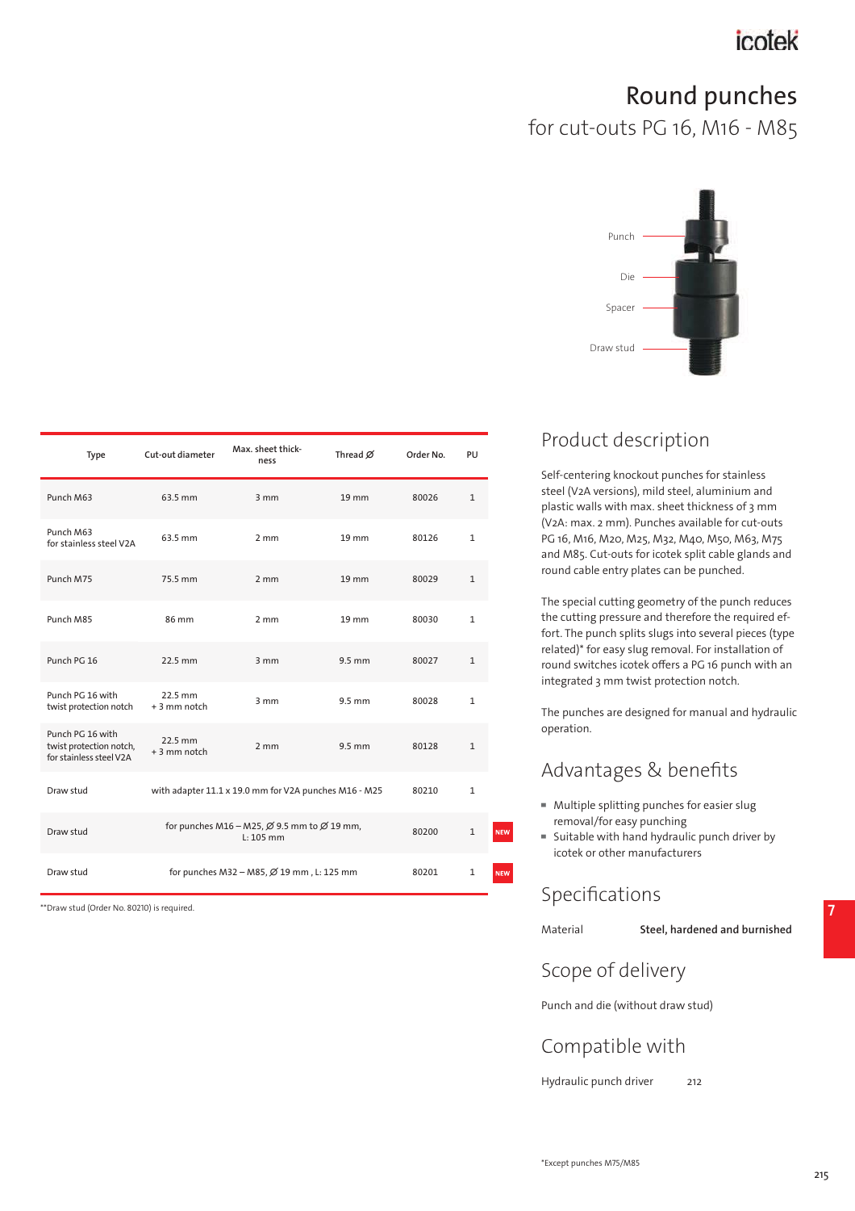# Round punches

## for cut-outs PG 16, M16 - M85

Punch

Die

Spacer

Draw stud

| Type | Cut-out diameter | Max. sheet thickness | Thread Ø | Order No. | PU | |
|---|---|---|---|---|---|---|
| Punch M63 | 63.5 mm | 3 mm | 19 mm | 80026 | 1 | |
| Punch M63 for stainless steel V2A | 63.5 mm | 2 mm | 19 mm | 80126 | 1 | |
| Punch M75 | 75.5 mm | 2 mm | 19 mm | 80029 | 1 | |
| Punch M85 | 86 mm | 2 mm | 19 mm | 80030 | 1 | |
| Punch PG 16 | 22.5 mm | 3 mm | 9.5 mm | 80027 | 1 | |
| Punch PG 16 with twist protection notch | 22.5 mm + 3 mm notch | 3 mm | 9.5 mm | 80028 | 1 | |
| Punch PG 16 with twist protection notch, for stainless steel V2A | 22.5 mm + 3 mm notch | 2 mm | 9.5 mm | 80128 | 1 | |
| Draw stud | with adapter 11.1 x 19.0 mm for V2A punches M16 - M25 | | | 80210 | 1 | |
| Draw stud | for punches M16 – M25, Ø 9.5 mm to Ø 19 mm, L: 105 mm | | | 80200 | 1 | NEW |
| Draw stud | for punches M32 – M85, Ø 19 mm , L: 125 mm | | | 80201 | 1 | NEW |

**Draw stud (Order No. 80210) is required.

## Product description

Self-centering knockout punches for stainless steel (V2A versions), mild steel, aluminium and plastic walls with max. sheet thickness of 3 mm (V2A: max. 2 mm). Punches available for cut-outs PG 16, M16, M20, M25, M32, M40, M50, M63, M75 and M85. Cut-outs for icotek split cable glands and round cable entry plates can be punched.

The special cutting geometry of the punch reduces the cutting pressure and therefore the required effort. The punch splits slugs into several pieces (type related)* for easy slug removal. For installation of round switches icotek offers a PG 16 punch with an integrated 3 mm twist protection notch.

The punches are designed for manual and hydraulic operation.

## Advantages & benefits

- Multiple splitting punches for easier slug removal/for easy punching
- Suitable with hand hydraulic punch driver by icotek or other manufacturers

## Specifications

| | |
|---|---|
| Material | **Steel, hardened and burnished** |

## Scope of delivery

Punch and die (without draw stud)

## Compatible with

| | |
|---|---|
| Hydraulic punch driver | 212 |

*Except punches M75/M85